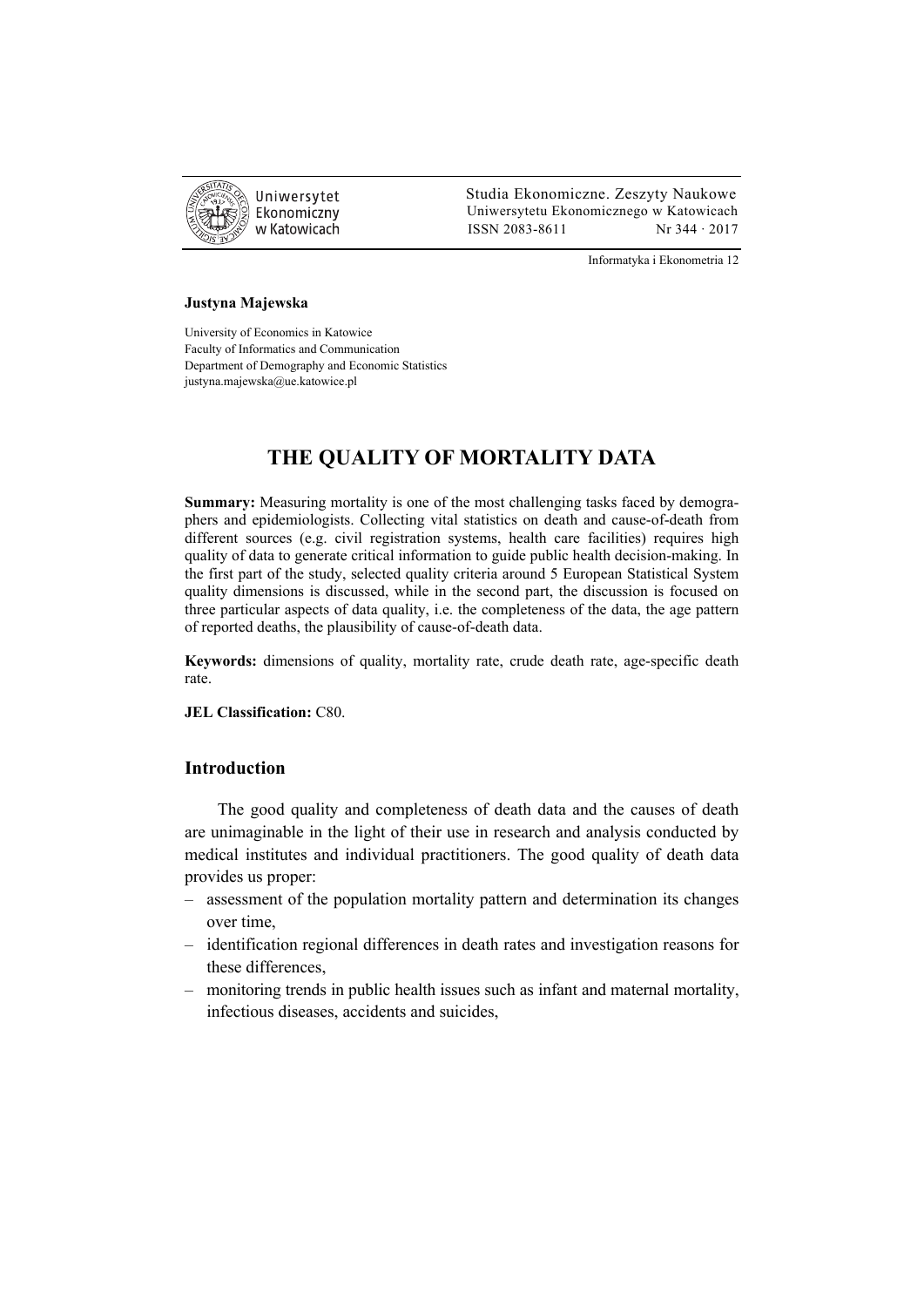Justyna Majewska

University of Economics in Katowice
Faculty of Informatics and Communication
Department of Demography and Economic Statistics
justyna.majewska@ue.katowice.pl

# THE QUALITY OF MORTALITY DATA

**Summary:** Measuring mortality is one of the most challenging tasks faced by demographers and epidemiologists. Collecting vital statistics on death and cause-of-death from different sources (e.g. civil registration systems, health care facilities) requires high quality of data to generate critical information to guide public health decision-making. In the first part of the study, selected quality criteria around 5 European Statistical System quality dimensions is discussed, while in the second part, the discussion is focused on three particular aspects of data quality, i.e. the completeness of the data, the age pattern of reported deaths, the plausibility of cause-of-death data.

**Keywords:** dimensions of quality, mortality rate, crude death rate, age-specific death rate.

**JEL Classification:** C80.

## Introduction

The good quality and completeness of death data and the causes of death are unimaginable in the light of their use in research and analysis conducted by medical institutes and individual practitioners. The good quality of death data provides us proper:

– assessment of the population mortality pattern and determination its changes over time,
– identification regional differences in death rates and investigation reasons for these differences,
– monitoring trends in public health issues such as infant and maternal mortality, infectious diseases, accidents and suicides,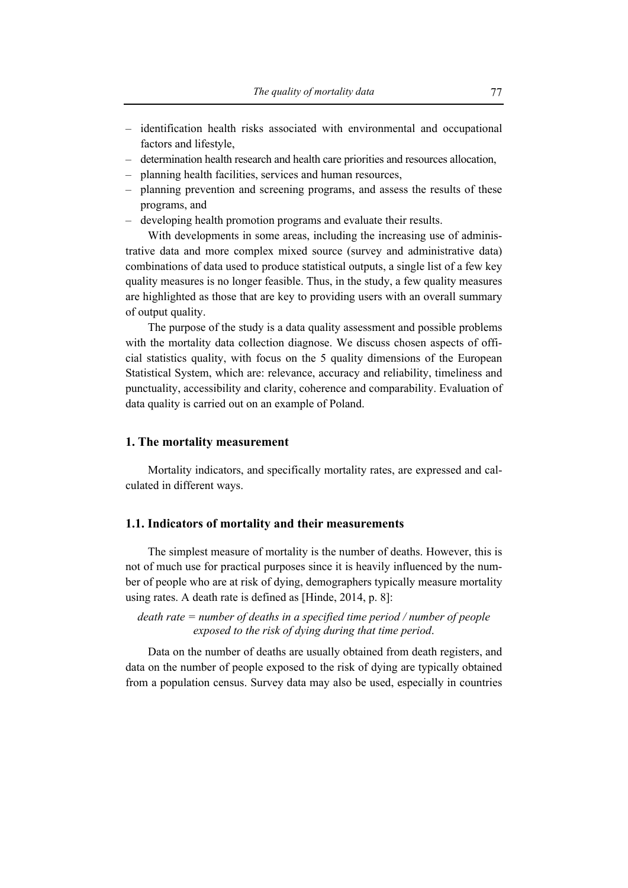- identification health risks associated with environmental and occupational factors and lifestyle,
- determination health research and health care priorities and resources allocation,
- planning health facilities, services and human resources,
- planning prevention and screening programs, and assess the results of these programs, and
- developing health promotion programs and evaluate their results.

With developments in some areas, including the increasing use of administrative data and more complex mixed source (survey and administrative data) combinations of data used to produce statistical outputs, a single list of a few key quality measures is no longer feasible. Thus, in the study, a few quality measures are highlighted as those that are key to providing users with an overall summary of output quality.

The purpose of the study is a data quality assessment and possible problems with the mortality data collection diagnose. We discuss chosen aspects of official statistics quality, with focus on the 5 quality dimensions of the European Statistical System, which are: relevance, accuracy and reliability, timeliness and punctuality, accessibility and clarity, coherence and comparability. Evaluation of data quality is carried out on an example of Poland.

## 1. The mortality measurement

Mortality indicators, and specifically mortality rates, are expressed and calculated in different ways.

### 1.1. Indicators of mortality and their measurements

The simplest measure of mortality is the number of deaths. However, this is not of much use for practical purposes since it is heavily influenced by the number of people who are at risk of dying, demographers typically measure mortality using rates. A death rate is defined as [Hinde, 2014, p. 8]:

*death rate = number of deaths in a specified time period / number of people exposed to the risk of dying during that time period*.

Data on the number of deaths are usually obtained from death registers, and data on the number of people exposed to the risk of dying are typically obtained from a population census. Survey data may also be used, especially in countries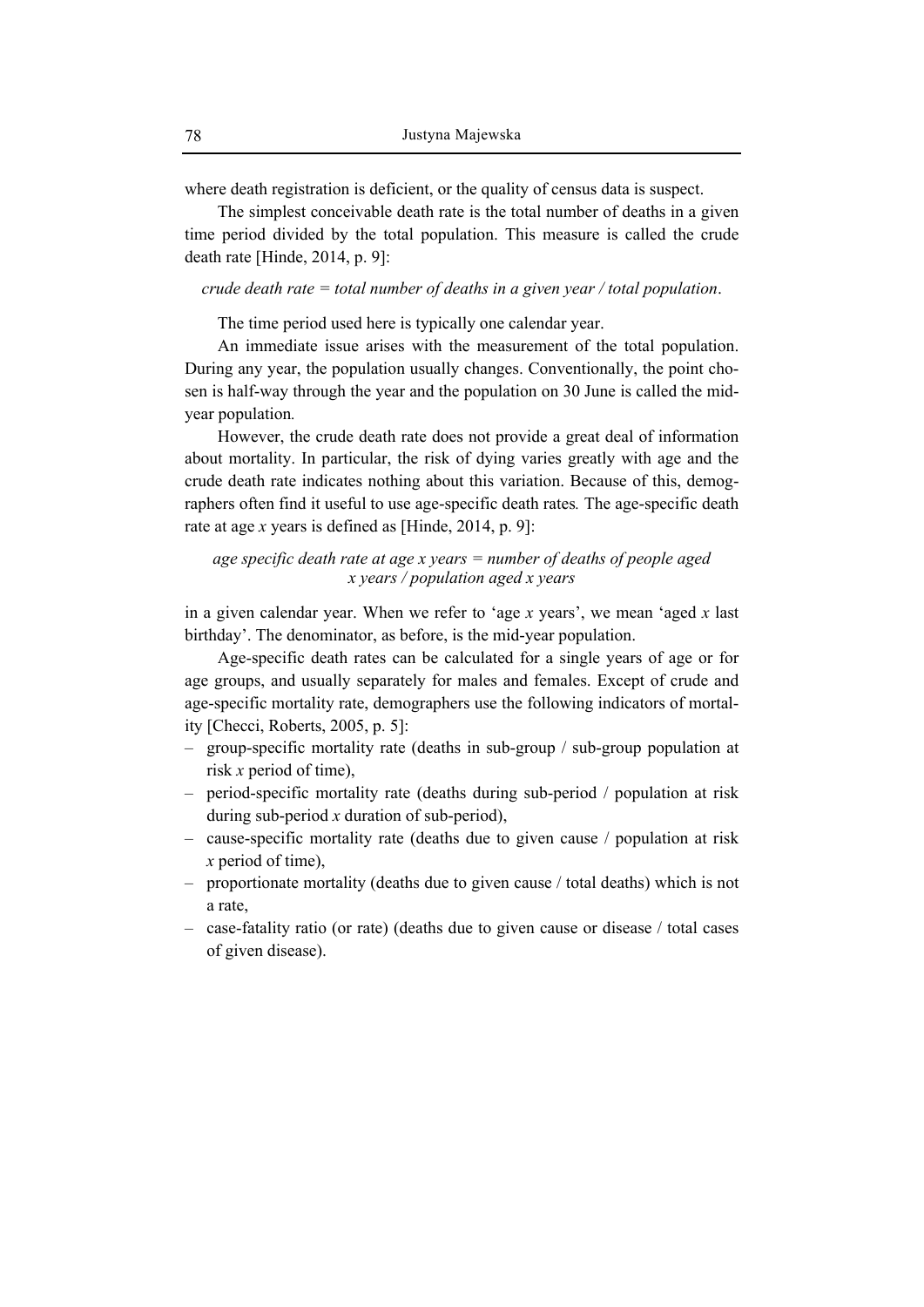where death registration is deficient, or the quality of census data is suspect.

The simplest conceivable death rate is the total number of deaths in a given time period divided by the total population. This measure is called the crude death rate [Hinde, 2014, p. 9]:

*crude death rate = total number of deaths in a given year / total population*.

The time period used here is typically one calendar year.

An immediate issue arises with the measurement of the total population. During any year, the population usually changes. Conventionally, the point chosen is half-way through the year and the population on 30 June is called the mid-year population.

However, the crude death rate does not provide a great deal of information about mortality. In particular, the risk of dying varies greatly with age and the crude death rate indicates nothing about this variation. Because of this, demographers often find it useful to use age-specific death rates. The age-specific death rate at age *x* years is defined as [Hinde, 2014, p. 9]:

*age specific death rate at age x years = number of deaths of people aged x years / population aged x years*

in a given calendar year. When we refer to 'age *x* years', we mean 'aged *x* last birthday'. The denominator, as before, is the mid-year population.

Age-specific death rates can be calculated for a single years of age or for age groups, and usually separately for males and females. Except of crude and age-specific mortality rate, demographers use the following indicators of mortality [Checci, Roberts, 2005, p. 5]:

- group-specific mortality rate (deaths in sub-group / sub-group population at risk *x* period of time),
- period-specific mortality rate (deaths during sub-period / population at risk during sub-period *x* duration of sub-period),
- cause-specific mortality rate (deaths due to given cause / population at risk *x* period of time),
- proportionate mortality (deaths due to given cause / total deaths) which is not a rate,
- case-fatality ratio (or rate) (deaths due to given cause or disease / total cases of given disease).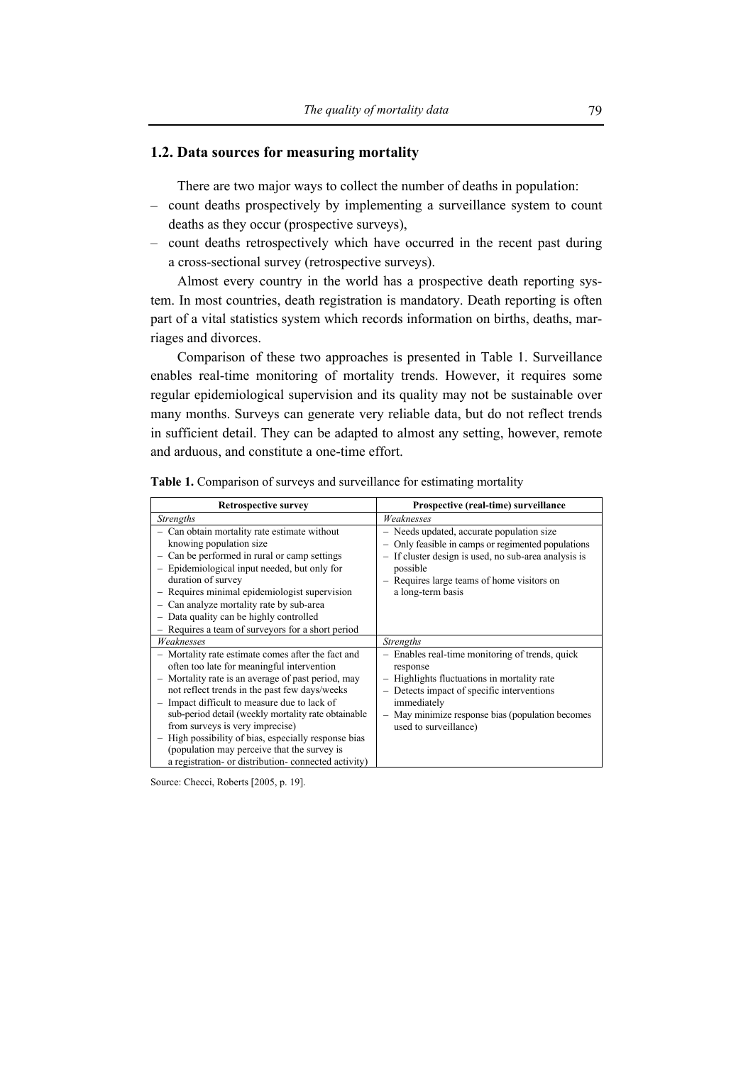## 1.2. Data sources for measuring mortality

There are two major ways to collect the number of deaths in population:

- count deaths prospectively by implementing a surveillance system to count deaths as they occur (prospective surveys),
- count deaths retrospectively which have occurred in the recent past during a cross-sectional survey (retrospective surveys).

Almost every country in the world has a prospective death reporting system. In most countries, death registration is mandatory. Death reporting is often part of a vital statistics system which records information on births, deaths, marriages and divorces.

Comparison of these two approaches is presented in Table 1. Surveillance enables real-time monitoring of mortality trends. However, it requires some regular epidemiological supervision and its quality may not be sustainable over many months. Surveys can generate very reliable data, but do not reflect trends in sufficient detail. They can be adapted to almost any setting, however, remote and arduous, and constitute a one-time effort.

**Table 1.** Comparison of surveys and surveillance for estimating mortality

| Retrospective survey | Prospective (real-time) surveillance |
|---|---|
| *Strengths* | *Weaknesses* |
| – Can obtain mortality rate estimate without knowing population size<br>– Can be performed in rural or camp settings<br>– Epidemiological input needed, but only for duration of survey<br>– Requires minimal epidemiologist supervision<br>– Can analyze mortality rate by sub-area<br>– Data quality can be highly controlled<br>– Requires a team of surveyors for a short period | – Needs updated, accurate population size<br>– Only feasible in camps or regimented populations<br>– If cluster design is used, no sub-area analysis is possible<br>– Requires large teams of home visitors on a long-term basis |
| *Weaknesses* | *Strengths* |
| – Mortality rate estimate comes after the fact and often too late for meaningful intervention<br>– Mortality rate is an average of past period, may not reflect trends in the past few days/weeks<br>– Impact difficult to measure due to lack of sub-period detail (weekly mortality rate obtainable from surveys is very imprecise)<br>– High possibility of bias, especially response bias (population may perceive that the survey is a registration- or distribution- connected activity) | – Enables real-time monitoring of trends, quick response<br>– Highlights fluctuations in mortality rate<br>– Detects impact of specific interventions immediately<br>– May minimize response bias (population becomes used to surveillance) |

Source: Checci, Roberts [2005, p. 19].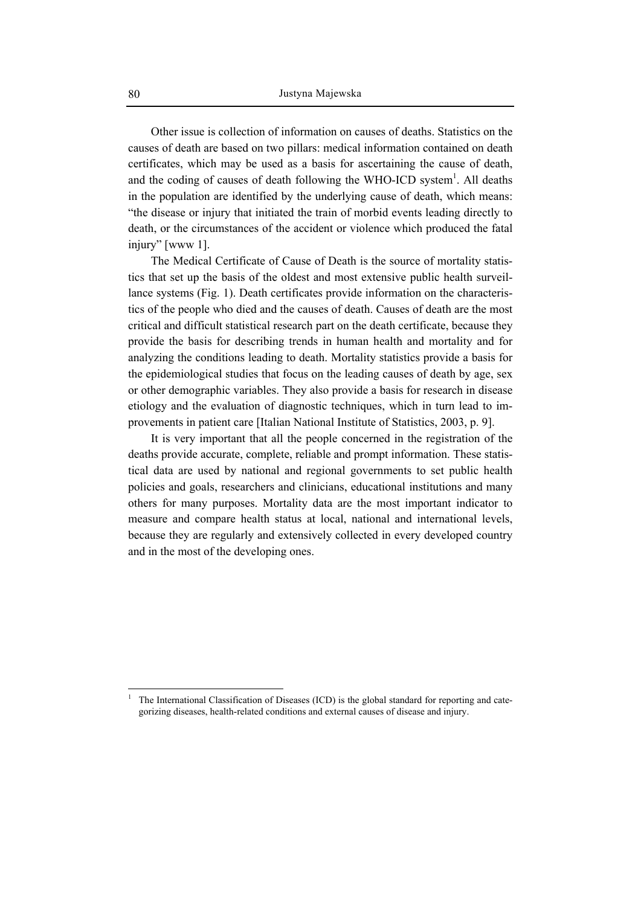Other issue is collection of information on causes of deaths. Statistics on the causes of death are based on two pillars: medical information contained on death certificates, which may be used as a basis for ascertaining the cause of death, and the coding of causes of death following the WHO-ICD system[1]. All deaths in the population are identified by the underlying cause of death, which means: "the disease or injury that initiated the train of morbid events leading directly to death, or the circumstances of the accident or violence which produced the fatal injury" [www 1].

The Medical Certificate of Cause of Death is the source of mortality statistics that set up the basis of the oldest and most extensive public health surveillance systems (Fig. 1). Death certificates provide information on the characteristics of the people who died and the causes of death. Causes of death are the most critical and difficult statistical research part on the death certificate, because they provide the basis for describing trends in human health and mortality and for analyzing the conditions leading to death. Mortality statistics provide a basis for the epidemiological studies that focus on the leading causes of death by age, sex or other demographic variables. They also provide a basis for research in disease etiology and the evaluation of diagnostic techniques, which in turn lead to improvements in patient care [Italian National Institute of Statistics, 2003, p. 9].

It is very important that all the people concerned in the registration of the deaths provide accurate, complete, reliable and prompt information. These statistical data are used by national and regional governments to set public health policies and goals, researchers and clinicians, educational institutions and many others for many purposes. Mortality data are the most important indicator to measure and compare health status at local, national and international levels, because they are regularly and extensively collected in every developed country and in the most of the developing ones.

---

[1] The International Classification of Diseases (ICD) is the global standard for reporting and categorizing diseases, health-related conditions and external causes of disease and injury.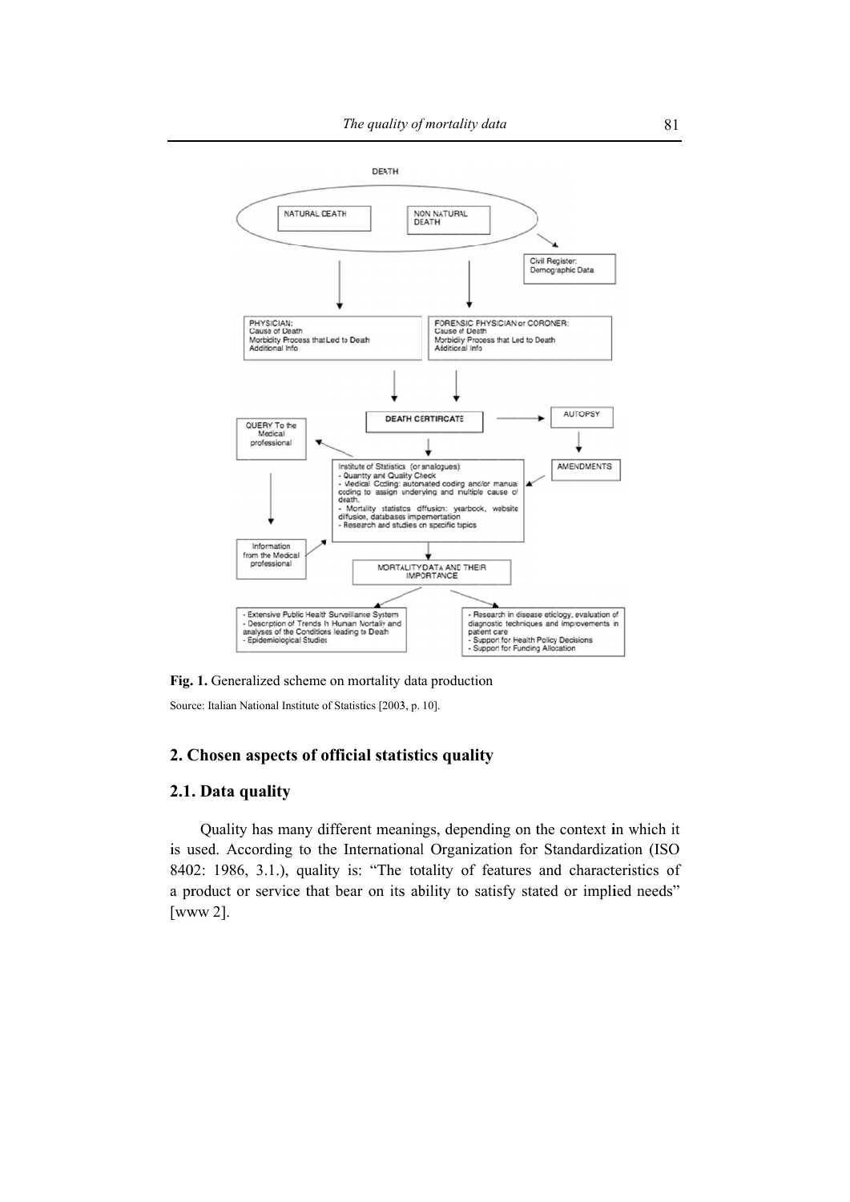**Fig. 1.** Generalized scheme on mortality data production

Source: Italian National Institute of Statistics [2003, p. 10].

## 2. Chosen aspects of official statistics quality

### 2.1. Data quality

Quality has many different meanings, depending on the context in which it is used. According to the International Organization for Standardization (ISO 8402: 1986, 3.1.), quality is: "The totality of features and characteristics of a product or service that bear on its ability to satisfy stated or implied needs" [www 2].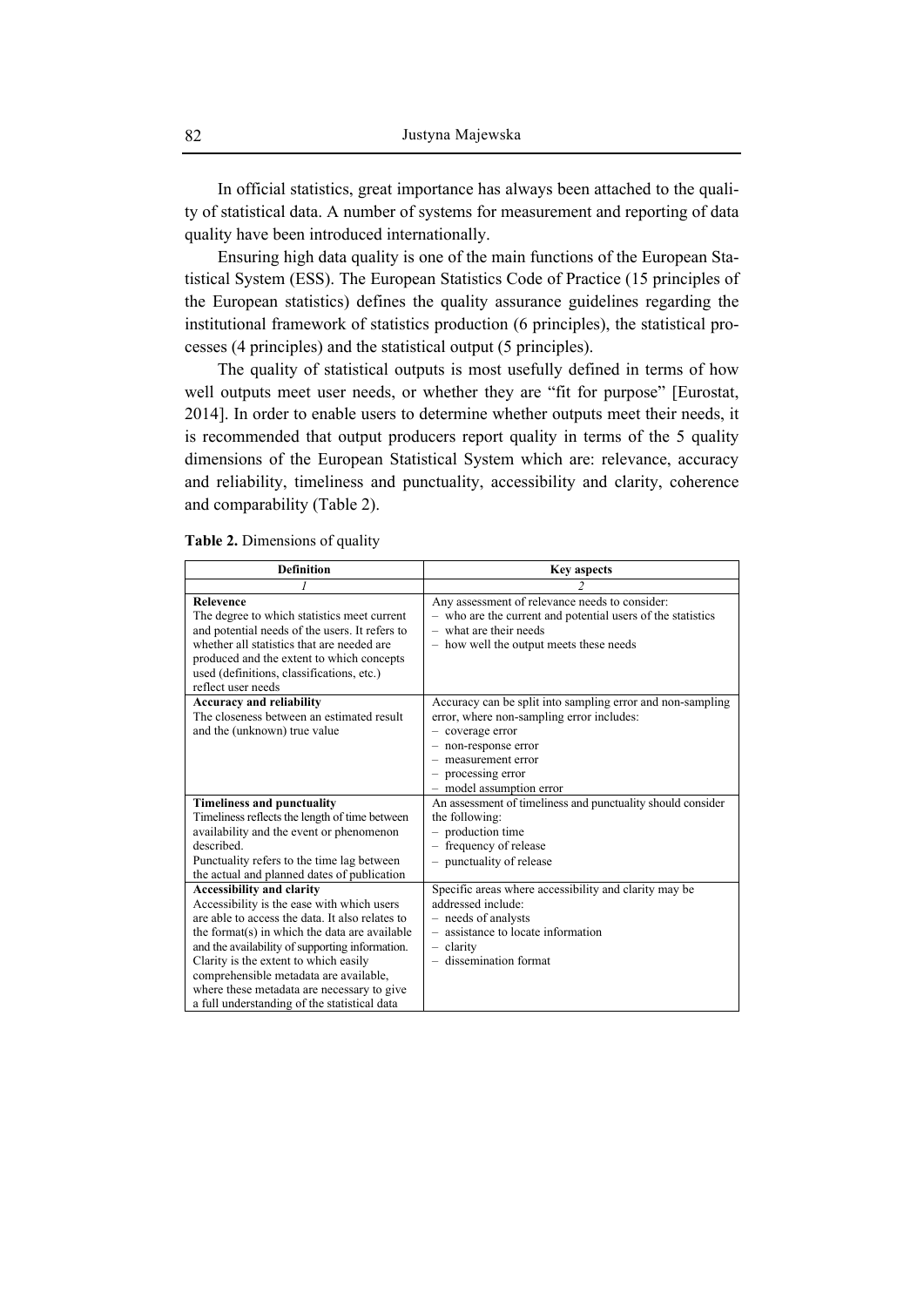In official statistics, great importance has always been attached to the quality of statistical data. A number of systems for measurement and reporting of data quality have been introduced internationally.

Ensuring high data quality is one of the main functions of the European Statistical System (ESS). The European Statistics Code of Practice (15 principles of the European statistics) defines the quality assurance guidelines regarding the institutional framework of statistics production (6 principles), the statistical processes (4 principles) and the statistical output (5 principles).

The quality of statistical outputs is most usefully defined in terms of how well outputs meet user needs, or whether they are "fit for purpose" [Eurostat, 2014]. In order to enable users to determine whether outputs meet their needs, it is recommended that output producers report quality in terms of the 5 quality dimensions of the European Statistical System which are: relevance, accuracy and reliability, timeliness and punctuality, accessibility and clarity, coherence and comparability (Table 2).

**Table 2.** Dimensions of quality

| Definition | Key aspects |
|---|---|
| *1* | *2* |
| **Relevence**<br>The degree to which statistics meet current and potential needs of the users. It refers to whether all statistics that are needed are produced and the extent to which concepts used (definitions, classifications, etc.) reflect user needs | Any assessment of relevance needs to consider:<br>– who are the current and potential users of the statistics<br>– what are their needs<br>– how well the output meets these needs |
| **Accuracy and reliability**<br>The closeness between an estimated result and the (unknown) true value | Accuracy can be split into sampling error and non-sampling error, where non-sampling error includes:<br>– coverage error<br>– non-response error<br>– measurement error<br>– processing error<br>– model assumption error |
| **Timeliness and punctuality**<br>Timeliness reflects the length of time between availability and the event or phenomenon described.<br>Punctuality refers to the time lag between the actual and planned dates of publication | An assessment of timeliness and punctuality should consider the following:<br>– production time<br>– frequency of release<br>– punctuality of release |
| **Accessibility and clarity**<br>Accessibility is the ease with which users are able to access the data. It also relates to the format(s) in which the data are available and the availability of supporting information. Clarity is the extent to which easily comprehensible metadata are available, where these metadata are necessary to give a full understanding of the statistical data | Specific areas where accessibility and clarity may be addressed include:<br>– needs of analysts<br>– assistance to locate information<br>– clarity<br>– dissemination format |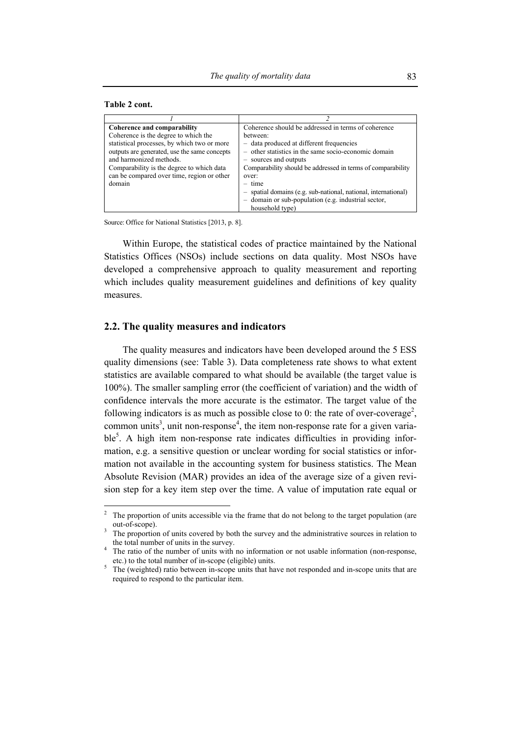**Table 2 cont.**

| 1 | 2 |
|---|---|
| **Coherence and comparability**<br>Coherence is the degree to which the statistical processes, by which two or more outputs are generated, use the same concepts and harmonized methods.<br>Comparability is the degree to which data can be compared over time, region or other domain | Coherence should be addressed in terms of coherence between:<br>– data produced at different frequencies<br>– other statistics in the same socio-economic domain<br>– sources and outputs<br>Comparability should be addressed in terms of comparability over:<br>– time<br>– spatial domains (e.g. sub-national, national, international)<br>– domain or sub-population (e.g. industrial sector, household type) |

Source: Office for National Statistics [2013, p. 8].

Within Europe, the statistical codes of practice maintained by the National Statistics Offices (NSOs) include sections on data quality. Most NSOs have developed a comprehensive approach to quality measurement and reporting which includes quality measurement guidelines and definitions of key quality measures.

## 2.2. The quality measures and indicators

The quality measures and indicators have been developed around the 5 ESS quality dimensions (see: Table 3). Data completeness rate shows to what extent statistics are available compared to what should be available (the target value is 100%). The smaller sampling error (the coefficient of variation) and the width of confidence intervals the more accurate is the estimator. The target value of the following indicators is as much as possible close to 0: the rate of over-coverage[2], common units[3], unit non-response[4], the item non-response rate for a given variable[5]. A high item non-response rate indicates difficulties in providing information, e.g. a sensitive question or unclear wording for social statistics or information not available in the accounting system for business statistics. The Mean Absolute Revision (MAR) provides an idea of the average size of a given revision step for a key item step over the time. A value of imputation rate equal or

[2] The proportion of units accessible via the frame that do not belong to the target population (are out-of-scope).

[3] The proportion of units covered by both the survey and the administrative sources in relation to the total number of units in the survey.

[4] The ratio of the number of units with no information or not usable information (non-response, etc.) to the total number of in-scope (eligible) units.

[5] The (weighted) ratio between in-scope units that have not responded and in-scope units that are required to respond to the particular item.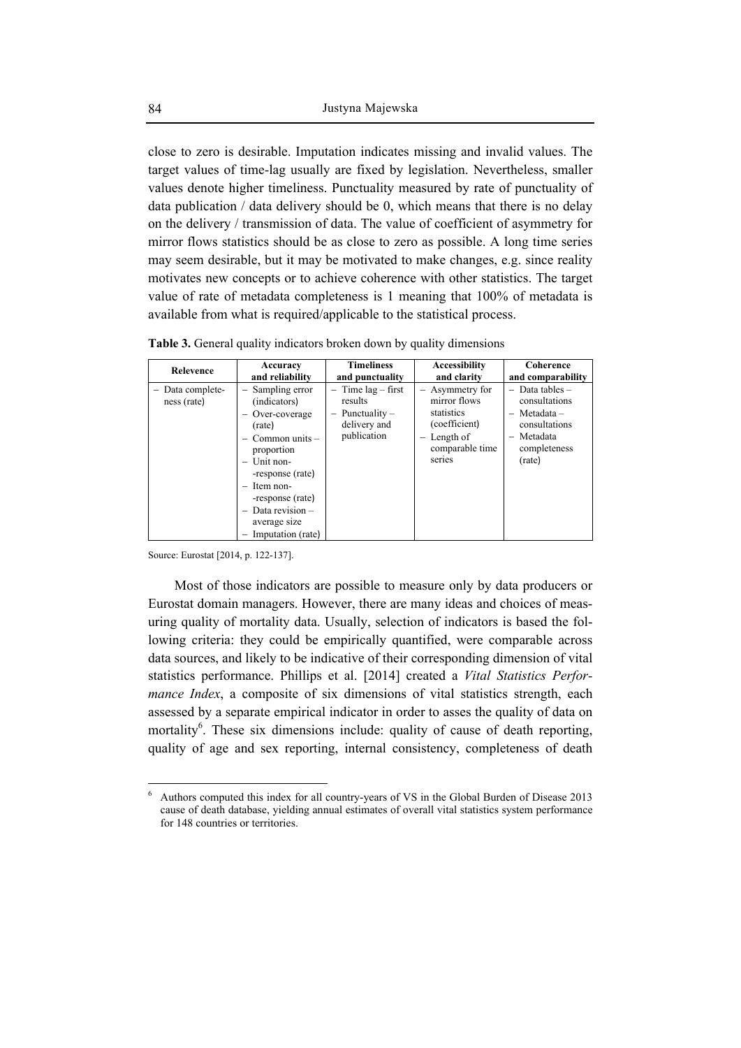close to zero is desirable. Imputation indicates missing and invalid values. The target values of time-lag usually are fixed by legislation. Nevertheless, smaller values denote higher timeliness. Punctuality measured by rate of punctuality of data publication / data delivery should be 0, which means that there is no delay on the delivery / transmission of data. The value of coefficient of asymmetry for mirror flows statistics should be as close to zero as possible. A long time series may seem desirable, but it may be motivated to make changes, e.g. since reality motivates new concepts or to achieve coherence with other statistics. The target value of rate of metadata completeness is 1 meaning that 100% of metadata is available from what is required/applicable to the statistical process.

**Table 3.** General quality indicators broken down by quality dimensions

| Relevence | Accuracy and reliability | Timeliness and punctuality | Accessibility and clarity | Coherence and comparability |
|---|---|---|---|---|
| – Data completeness (rate) | – Sampling error (indicators)<br>– Over-coverage (rate)<br>– Common units – proportion<br>– Unit non--response (rate)<br>– Item non--response (rate)<br>– Data revision – average size<br>– Imputation (rate) | – Time lag – first results<br>– Punctuality – delivery and publication | – Asymmetry for mirror flows statistics (coefficient)<br>– Length of comparable time series | – Data tables – consultations<br>– Metadata – consultations<br>– Metadata completeness (rate) |

Source: Eurostat [2014, p. 122-137].

Most of those indicators are possible to measure only by data producers or Eurostat domain managers. However, there are many ideas and choices of measuring quality of mortality data. Usually, selection of indicators is based the following criteria: they could be empirically quantified, were comparable across data sources, and likely to be indicative of their corresponding dimension of vital statistics performance. Phillips et al. [2014] created a *Vital Statistics Performance Index*, a composite of six dimensions of vital statistics strength, each assessed by a separate empirical indicator in order to asses the quality of data on mortality[6]. These six dimensions include: quality of cause of death reporting, quality of age and sex reporting, internal consistency, completeness of death

[6] Authors computed this index for all country-years of VS in the Global Burden of Disease 2013 cause of death database, yielding annual estimates of overall vital statistics system performance for 148 countries or territories.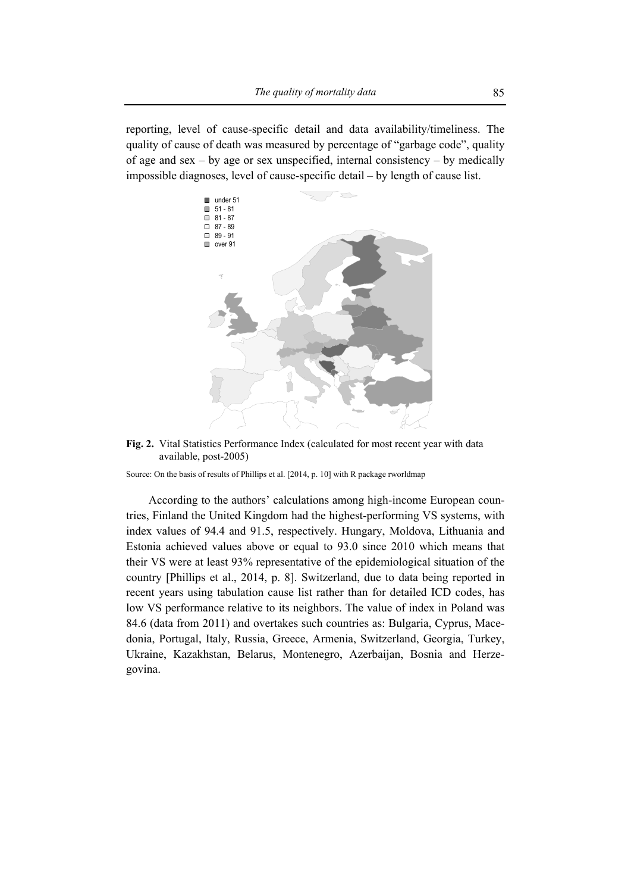reporting, level of cause-specific detail and data availability/timeliness. The quality of cause of death was measured by percentage of "garbage code", quality of age and sex – by age or sex unspecified, internal consistency – by medically impossible diagnoses, level of cause-specific detail – by length of cause list.

**Fig. 2.** Vital Statistics Performance Index (calculated for most recent year with data available, post-2005)

Source: On the basis of results of Phillips et al. [2014, p. 10] with R package rworldmap

According to the authors' calculations among high-income European countries, Finland the United Kingdom had the highest-performing VS systems, with index values of 94.4 and 91.5, respectively. Hungary, Moldova, Lithuania and Estonia achieved values above or equal to 93.0 since 2010 which means that their VS were at least 93% representative of the epidemiological situation of the country [Phillips et al., 2014, p. 8]. Switzerland, due to data being reported in recent years using tabulation cause list rather than for detailed ICD codes, has low VS performance relative to its neighbors. The value of index in Poland was 84.6 (data from 2011) and overtakes such countries as: Bulgaria, Cyprus, Macedonia, Portugal, Italy, Russia, Greece, Armenia, Switzerland, Georgia, Turkey, Ukraine, Kazakhstan, Belarus, Montenegro, Azerbaijan, Bosnia and Herzegovina.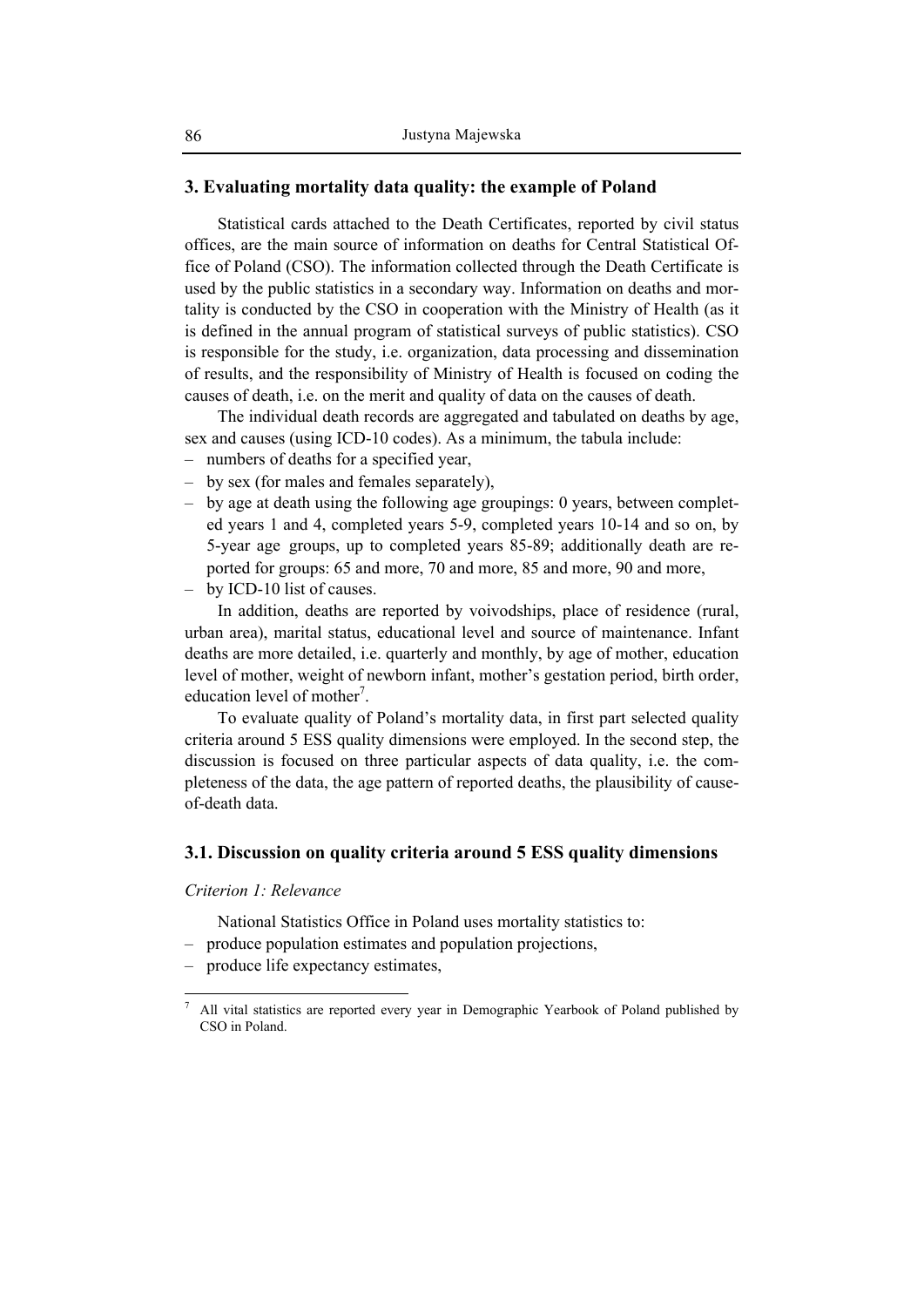## 3. Evaluating mortality data quality: the example of Poland

Statistical cards attached to the Death Certificates, reported by civil status offices, are the main source of information on deaths for Central Statistical Office of Poland (CSO). The information collected through the Death Certificate is used by the public statistics in a secondary way. Information on deaths and mortality is conducted by the CSO in cooperation with the Ministry of Health (as it is defined in the annual program of statistical surveys of public statistics). CSO is responsible for the study, i.e. organization, data processing and dissemination of results, and the responsibility of Ministry of Health is focused on coding the causes of death, i.e. on the merit and quality of data on the causes of death.

The individual death records are aggregated and tabulated on deaths by age, sex and causes (using ICD-10 codes). As a minimum, the tabula include:

- numbers of deaths for a specified year,
- by sex (for males and females separately),
- by age at death using the following age groupings: 0 years, between completed years 1 and 4, completed years 5-9, completed years 10-14 and so on, by 5-year age groups, up to completed years 85-89; additionally death are reported for groups: 65 and more, 70 and more, 85 and more, 90 and more,
- by ICD-10 list of causes.

In addition, deaths are reported by voivodships, place of residence (rural, urban area), marital status, educational level and source of maintenance. Infant deaths are more detailed, i.e. quarterly and monthly, by age of mother, education level of mother, weight of newborn infant, mother's gestation period, birth order, education level of mother[7].

To evaluate quality of Poland's mortality data, in first part selected quality criteria around 5 ESS quality dimensions were employed. In the second step, the discussion is focused on three particular aspects of data quality, i.e. the completeness of the data, the age pattern of reported deaths, the plausibility of cause-of-death data.

### 3.1. Discussion on quality criteria around 5 ESS quality dimensions

*Criterion 1: Relevance*

National Statistics Office in Poland uses mortality statistics to:

- produce population estimates and population projections,
- produce life expectancy estimates,

[7] All vital statistics are reported every year in Demographic Yearbook of Poland published by CSO in Poland.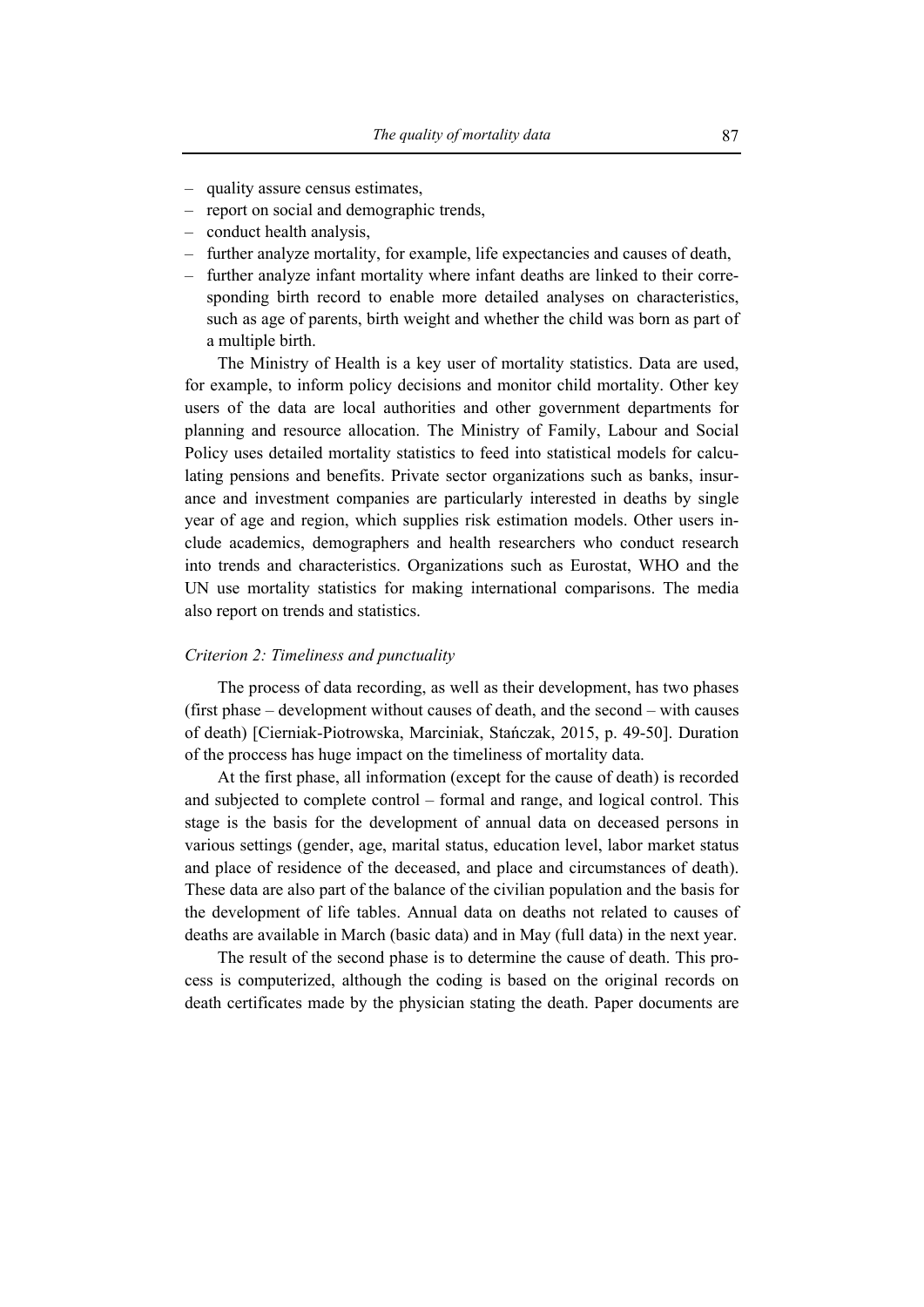- quality assure census estimates,
- report on social and demographic trends,
- conduct health analysis,
- further analyze mortality, for example, life expectancies and causes of death,
- further analyze infant mortality where infant deaths are linked to their corresponding birth record to enable more detailed analyses on characteristics, such as age of parents, birth weight and whether the child was born as part of a multiple birth.

The Ministry of Health is a key user of mortality statistics. Data are used, for example, to inform policy decisions and monitor child mortality. Other key users of the data are local authorities and other government departments for planning and resource allocation. The Ministry of Family, Labour and Social Policy uses detailed mortality statistics to feed into statistical models for calculating pensions and benefits. Private sector organizations such as banks, insurance and investment companies are particularly interested in deaths by single year of age and region, which supplies risk estimation models. Other users include academics, demographers and health researchers who conduct research into trends and characteristics. Organizations such as Eurostat, WHO and the UN use mortality statistics for making international comparisons. The media also report on trends and statistics.

*Criterion 2: Timeliness and punctuality*

The process of data recording, as well as their development, has two phases (first phase – development without causes of death, and the second – with causes of death) [Cierniak-Piotrowska, Marciniak, Stańczak, 2015, p. 49-50]. Duration of the proccess has huge impact on the timeliness of mortality data.

At the first phase, all information (except for the cause of death) is recorded and subjected to complete control – formal and range, and logical control. This stage is the basis for the development of annual data on deceased persons in various settings (gender, age, marital status, education level, labor market status and place of residence of the deceased, and place and circumstances of death). These data are also part of the balance of the civilian population and the basis for the development of life tables. Annual data on deaths not related to causes of deaths are available in March (basic data) and in May (full data) in the next year.

The result of the second phase is to determine the cause of death. This process is computerized, although the coding is based on the original records on death certificates made by the physician stating the death. Paper documents are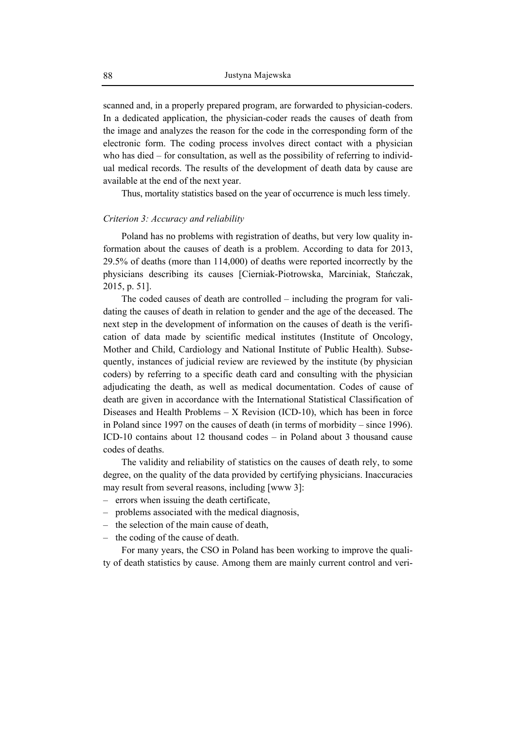scanned and, in a properly prepared program, are forwarded to physician-coders. In a dedicated application, the physician-coder reads the causes of death from the image and analyzes the reason for the code in the corresponding form of the electronic form. The coding process involves direct contact with a physician who has died – for consultation, as well as the possibility of referring to individual medical records. The results of the development of death data by cause are available at the end of the next year.

Thus, mortality statistics based on the year of occurrence is much less timely.

*Criterion 3: Accuracy and reliability*

Poland has no problems with registration of deaths, but very low quality information about the causes of death is a problem. According to data for 2013, 29.5% of deaths (more than 114,000) of deaths were reported incorrectly by the physicians describing its causes [Cierniak-Piotrowska, Marciniak, Stańczak, 2015, p. 51].

The coded causes of death are controlled – including the program for validating the causes of death in relation to gender and the age of the deceased. The next step in the development of information on the causes of death is the verification of data made by scientific medical institutes (Institute of Oncology, Mother and Child, Cardiology and National Institute of Public Health). Subsequently, instances of judicial review are reviewed by the institute (by physician coders) by referring to a specific death card and consulting with the physician adjudicating the death, as well as medical documentation. Codes of cause of death are given in accordance with the International Statistical Classification of Diseases and Health Problems – X Revision (ICD-10), which has been in force in Poland since 1997 on the causes of death (in terms of morbidity – since 1996). ICD-10 contains about 12 thousand codes – in Poland about 3 thousand cause codes of deaths.

The validity and reliability of statistics on the causes of death rely, to some degree, on the quality of the data provided by certifying physicians. Inaccuracies may result from several reasons, including [www 3]:

- errors when issuing the death certificate,
- problems associated with the medical diagnosis,
- the selection of the main cause of death,
- the coding of the cause of death.

For many years, the CSO in Poland has been working to improve the quality of death statistics by cause. Among them are mainly current control and veri-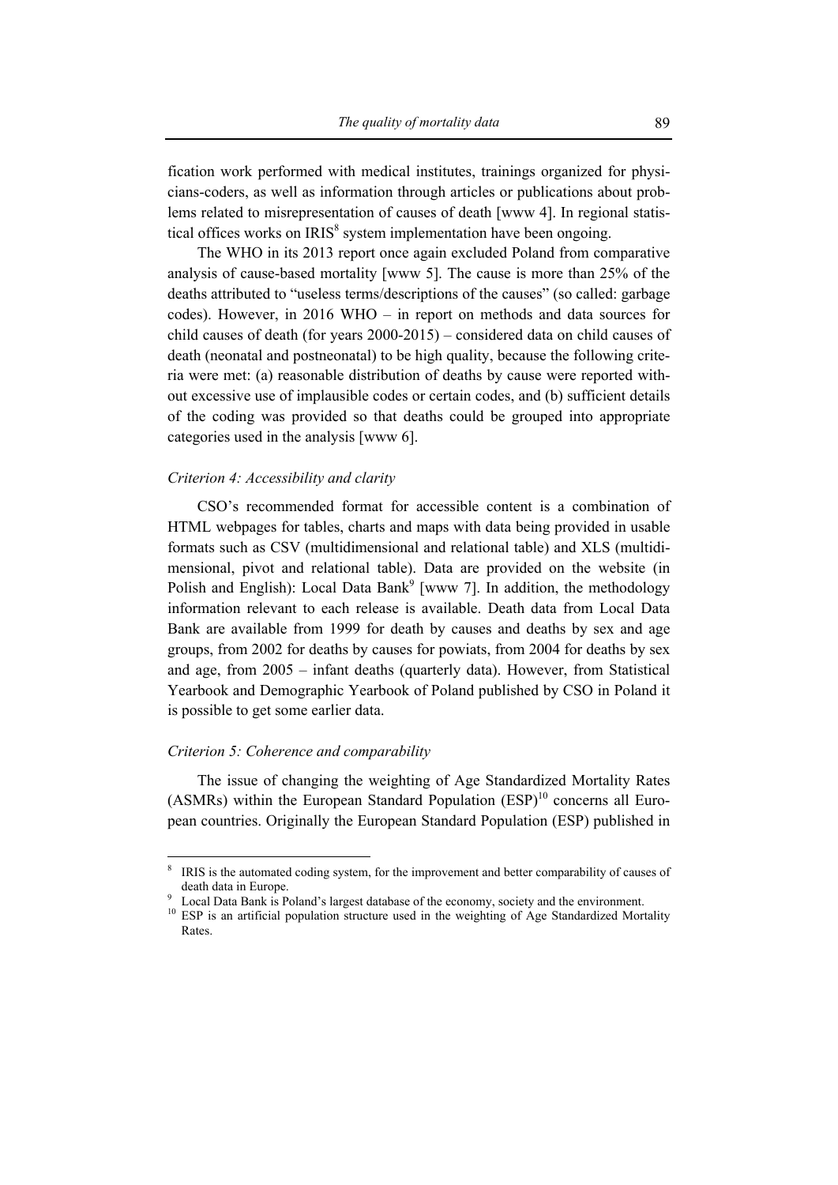fication work performed with medical institutes, trainings organized for physicians-coders, as well as information through articles or publications about problems related to misrepresentation of causes of death [www 4]. In regional statistical offices works on IRIS[8] system implementation have been ongoing.

The WHO in its 2013 report once again excluded Poland from comparative analysis of cause-based mortality [www 5]. The cause is more than 25% of the deaths attributed to "useless terms/descriptions of the causes" (so called: garbage codes). However, in 2016 WHO – in report on methods and data sources for child causes of death (for years 2000-2015) – considered data on child causes of death (neonatal and postneonatal) to be high quality, because the following criteria were met: (a) reasonable distribution of deaths by cause were reported without excessive use of implausible codes or certain codes, and (b) sufficient details of the coding was provided so that deaths could be grouped into appropriate categories used in the analysis [www 6].

*Criterion 4: Accessibility and clarity*

CSO's recommended format for accessible content is a combination of HTML webpages for tables, charts and maps with data being provided in usable formats such as CSV (multidimensional and relational table) and XLS (multidimensional, pivot and relational table). Data are provided on the website (in Polish and English): Local Data Bank[9] [www 7]. In addition, the methodology information relevant to each release is available. Death data from Local Data Bank are available from 1999 for death by causes and deaths by sex and age groups, from 2002 for deaths by causes for powiats, from 2004 for deaths by sex and age, from 2005 – infant deaths (quarterly data). However, from Statistical Yearbook and Demographic Yearbook of Poland published by CSO in Poland it is possible to get some earlier data.

*Criterion 5: Coherence and comparability*

The issue of changing the weighting of Age Standardized Mortality Rates (ASMRs) within the European Standard Population (ESP)[10] concerns all European countries. Originally the European Standard Population (ESP) published in

---

[8] IRIS is the automated coding system, for the improvement and better comparability of causes of death data in Europe.

[9] Local Data Bank is Poland's largest database of the economy, society and the environment.

[10] ESP is an artificial population structure used in the weighting of Age Standardized Mortality Rates.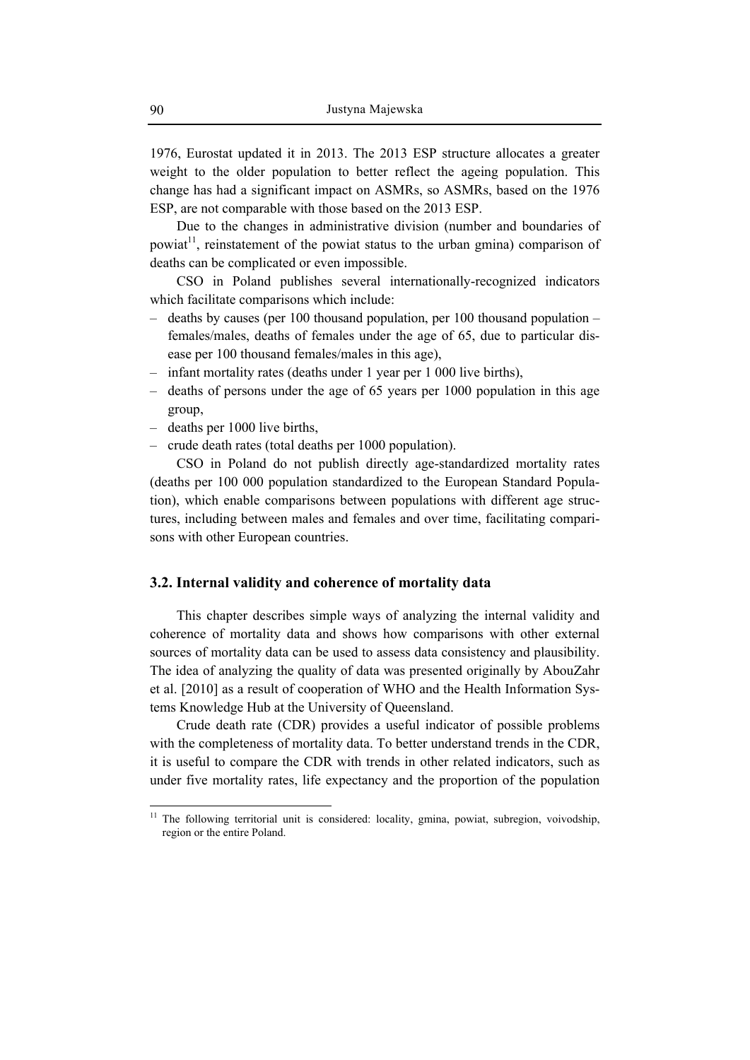1976, Eurostat updated it in 2013. The 2013 ESP structure allocates a greater weight to the older population to better reflect the ageing population. This change has had a significant impact on ASMRs, so ASMRs, based on the 1976 ESP, are not comparable with those based on the 2013 ESP.

Due to the changes in administrative division (number and boundaries of powiat[11], reinstatement of the powiat status to the urban gmina) comparison of deaths can be complicated or even impossible.

CSO in Poland publishes several internationally-recognized indicators which facilitate comparisons which include:

- deaths by causes (per 100 thousand population, per 100 thousand population – females/males, deaths of females under the age of 65, due to particular disease per 100 thousand females/males in this age),
- infant mortality rates (deaths under 1 year per 1 000 live births),
- deaths of persons under the age of 65 years per 1000 population in this age group,
- deaths per 1000 live births,
- crude death rates (total deaths per 1000 population).

CSO in Poland do not publish directly age-standardized mortality rates (deaths per 100 000 population standardized to the European Standard Population), which enable comparisons between populations with different age structures, including between males and females and over time, facilitating comparisons with other European countries.

### 3.2. Internal validity and coherence of mortality data

This chapter describes simple ways of analyzing the internal validity and coherence of mortality data and shows how comparisons with other external sources of mortality data can be used to assess data consistency and plausibility. The idea of analyzing the quality of data was presented originally by AbouZahr et al. [2010] as a result of cooperation of WHO and the Health Information Systems Knowledge Hub at the University of Queensland.

Crude death rate (CDR) provides a useful indicator of possible problems with the completeness of mortality data. To better understand trends in the CDR, it is useful to compare the CDR with trends in other related indicators, such as under five mortality rates, life expectancy and the proportion of the population

[11] The following territorial unit is considered: locality, gmina, powiat, subregion, voivodship, region or the entire Poland.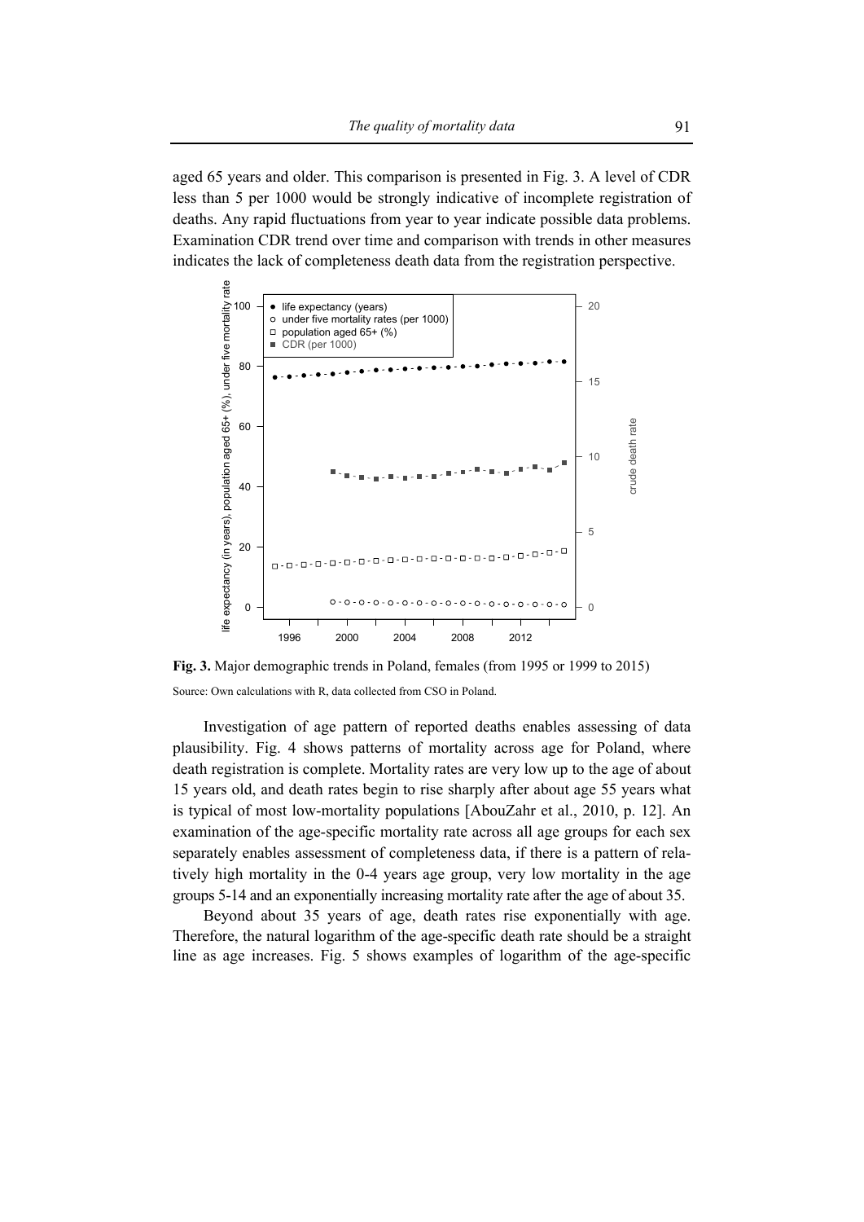aged 65 years and older. This comparison is presented in Fig. 3. A level of CDR less than 5 per 1000 would be strongly indicative of incomplete registration of deaths. Any rapid fluctuations from year to year indicate possible data problems. Examination CDR trend over time and comparison with trends in other measures indicates the lack of completeness death data from the registration perspective.

**Fig. 3.** Major demographic trends in Poland, females (from 1995 or 1999 to 2015)

Source: Own calculations with R, data collected from CSO in Poland.

Investigation of age pattern of reported deaths enables assessing of data plausibility. Fig. 4 shows patterns of mortality across age for Poland, where death registration is complete. Mortality rates are very low up to the age of about 15 years old, and death rates begin to rise sharply after about age 55 years what is typical of most low-mortality populations [AbouZahr et al., 2010, p. 12]. An examination of the age-specific mortality rate across all age groups for each sex separately enables assessment of completeness data, if there is a pattern of relatively high mortality in the 0-4 years age group, very low mortality in the age groups 5-14 and an exponentially increasing mortality rate after the age of about 35.

Beyond about 35 years of age, death rates rise exponentially with age. Therefore, the natural logarithm of the age-specific death rate should be a straight line as age increases. Fig. 5 shows examples of logarithm of the age-specific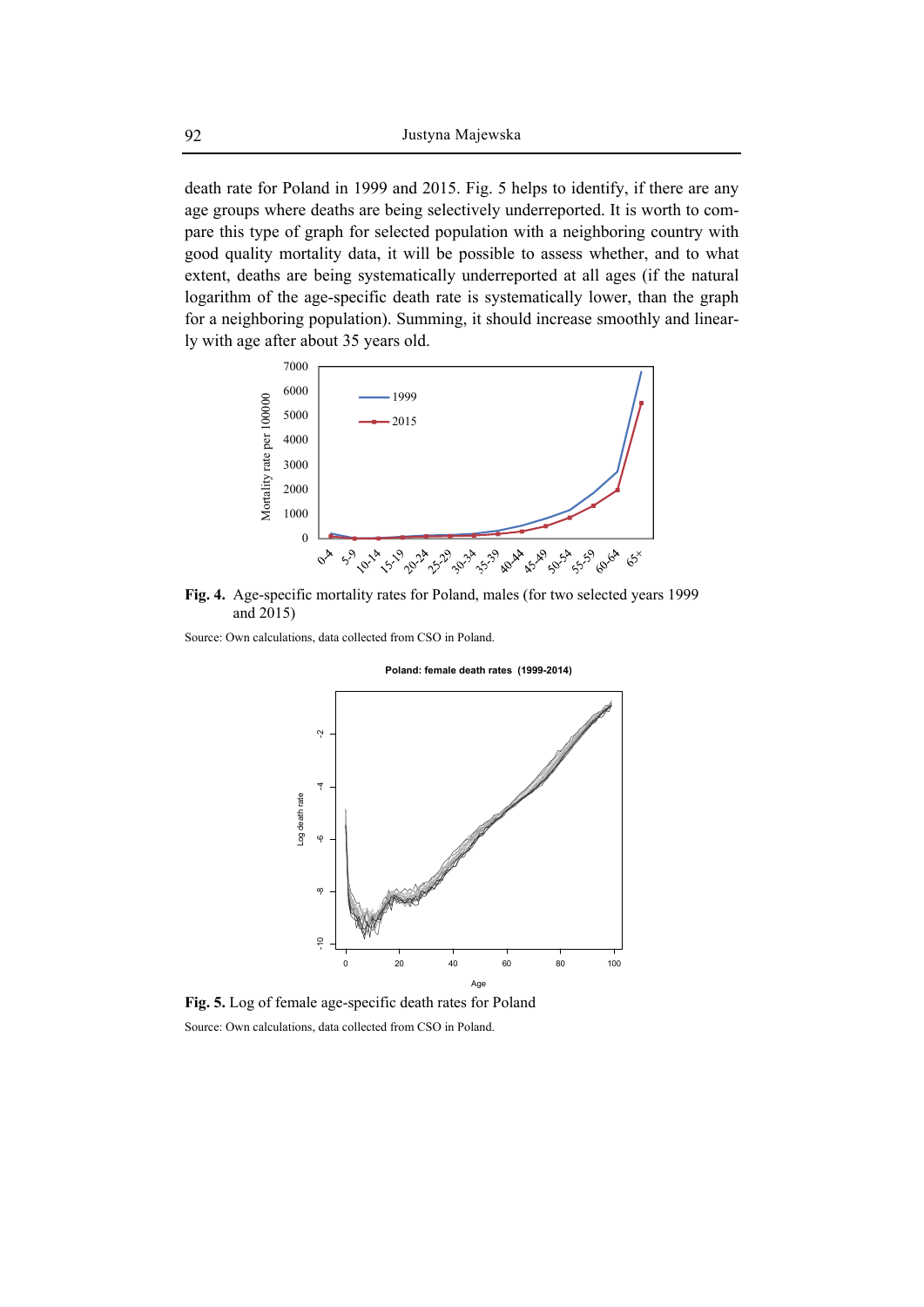death rate for Poland in 1999 and 2015. Fig. 5 helps to identify, if there are any age groups where deaths are being selectively underreported. It is worth to compare this type of graph for selected population with a neighboring country with good quality mortality data, it will be possible to assess whether, and to what extent, deaths are being systematically underreported at all ages (if the natural logarithm of the age-specific death rate is systematically lower, than the graph for a neighboring population). Summing, it should increase smoothly and linearly with age after about 35 years old.

**Fig. 4.** Age-specific mortality rates for Poland, males (for two selected years 1999 and 2015)

Source: Own calculations, data collected from CSO in Poland.

**Fig. 5.** Log of female age-specific death rates for Poland

Source: Own calculations, data collected from CSO in Poland.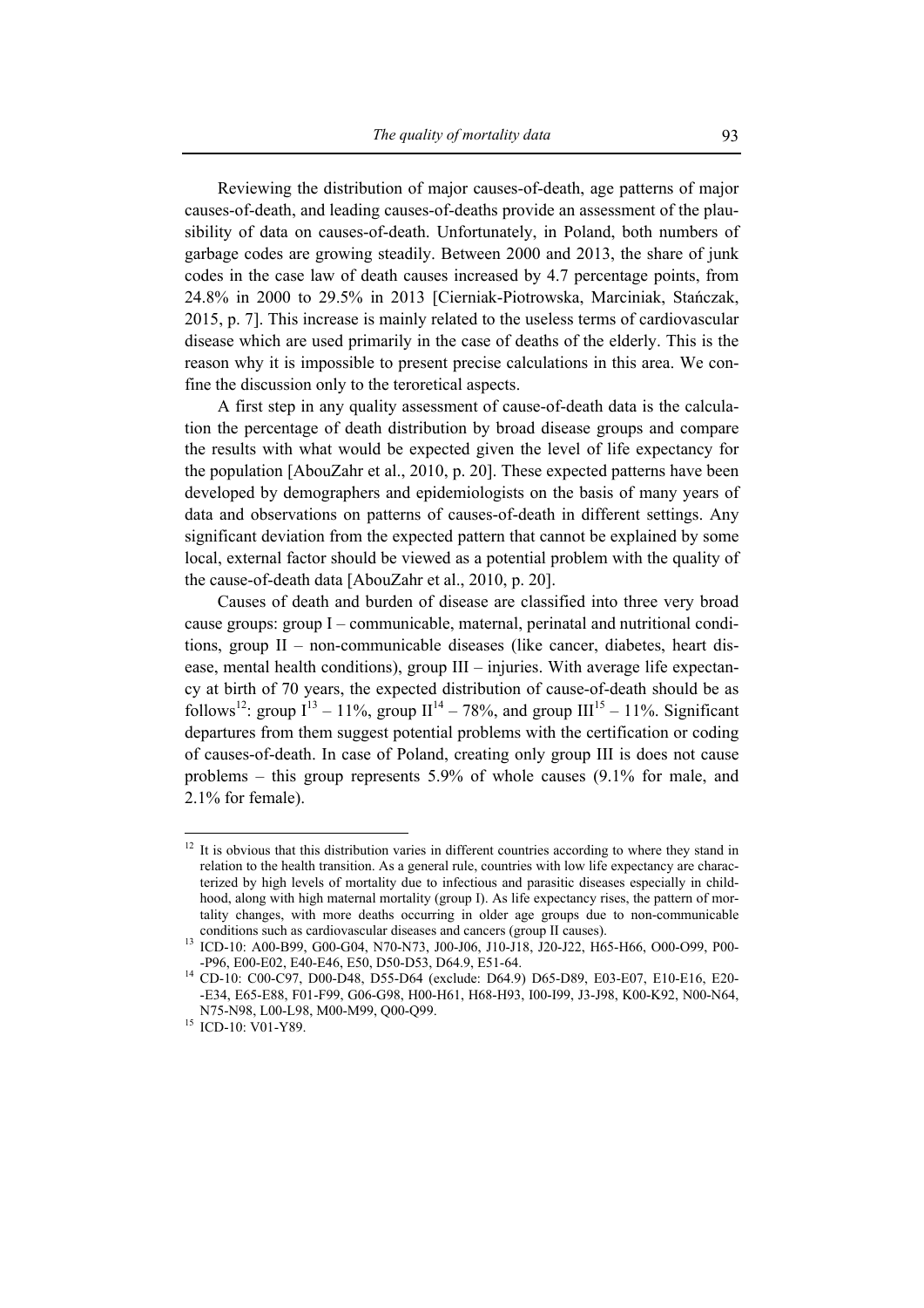Reviewing the distribution of major causes-of-death, age patterns of major causes-of-death, and leading causes-of-deaths provide an assessment of the plausibility of data on causes-of-death. Unfortunately, in Poland, both numbers of garbage codes are growing steadily. Between 2000 and 2013, the share of junk codes in the case law of death causes increased by 4.7 percentage points, from 24.8% in 2000 to 29.5% in 2013 [Cierniak-Piotrowska, Marciniak, Stańczak, 2015, p. 7]. This increase is mainly related to the useless terms of cardiovascular disease which are used primarily in the case of deaths of the elderly. This is the reason why it is impossible to present precise calculations in this area. We confine the discussion only to the teroretical aspects.

A first step in any quality assessment of cause-of-death data is the calculation the percentage of death distribution by broad disease groups and compare the results with what would be expected given the level of life expectancy for the population [AbouZahr et al., 2010, p. 20]. These expected patterns have been developed by demographers and epidemiologists on the basis of many years of data and observations on patterns of causes-of-death in different settings. Any significant deviation from the expected pattern that cannot be explained by some local, external factor should be viewed as a potential problem with the quality of the cause-of-death data [AbouZahr et al., 2010, p. 20].

Causes of death and burden of disease are classified into three very broad cause groups: group I – communicable, maternal, perinatal and nutritional conditions, group II – non-communicable diseases (like cancer, diabetes, heart disease, mental health conditions), group III – injuries. With average life expectancy at birth of 70 years, the expected distribution of cause-of-death should be as follows[12]: group I[13] – 11%, group II[14] – 78%, and group III[15] – 11%. Significant departures from them suggest potential problems with the certification or coding of causes-of-death. In case of Poland, creating only group III is does not cause problems – this group represents 5.9% of whole causes (9.1% for male, and 2.1% for female).

---

[12] It is obvious that this distribution varies in different countries according to where they stand in relation to the health transition. As a general rule, countries with low life expectancy are characterized by high levels of mortality due to infectious and parasitic diseases especially in childhood, along with high maternal mortality (group I). As life expectancy rises, the pattern of mortality changes, with more deaths occurring in older age groups due to non-communicable conditions such as cardiovascular diseases and cancers (group II causes).

[13] ICD-10: A00-B99, G00-G04, N70-N73, J00-J06, J10-J18, J20-J22, H65-H66, O00-O99, P00-P96, E00-E02, E40-E46, E50, D50-D53, D64.9, E51-64.

[14] CD-10: C00-C97, D00-D48, D55-D64 (exclude: D64.9) D65-D89, E03-E07, E10-E16, E20-E34, E65-E88, F01-F99, G06-G98, H00-H61, H68-H93, I00-I99, J3-J98, K00-K92, N00-N64, N75-N98, L00-L98, M00-M99, Q00-Q99.

[15] ICD-10: V01-Y89.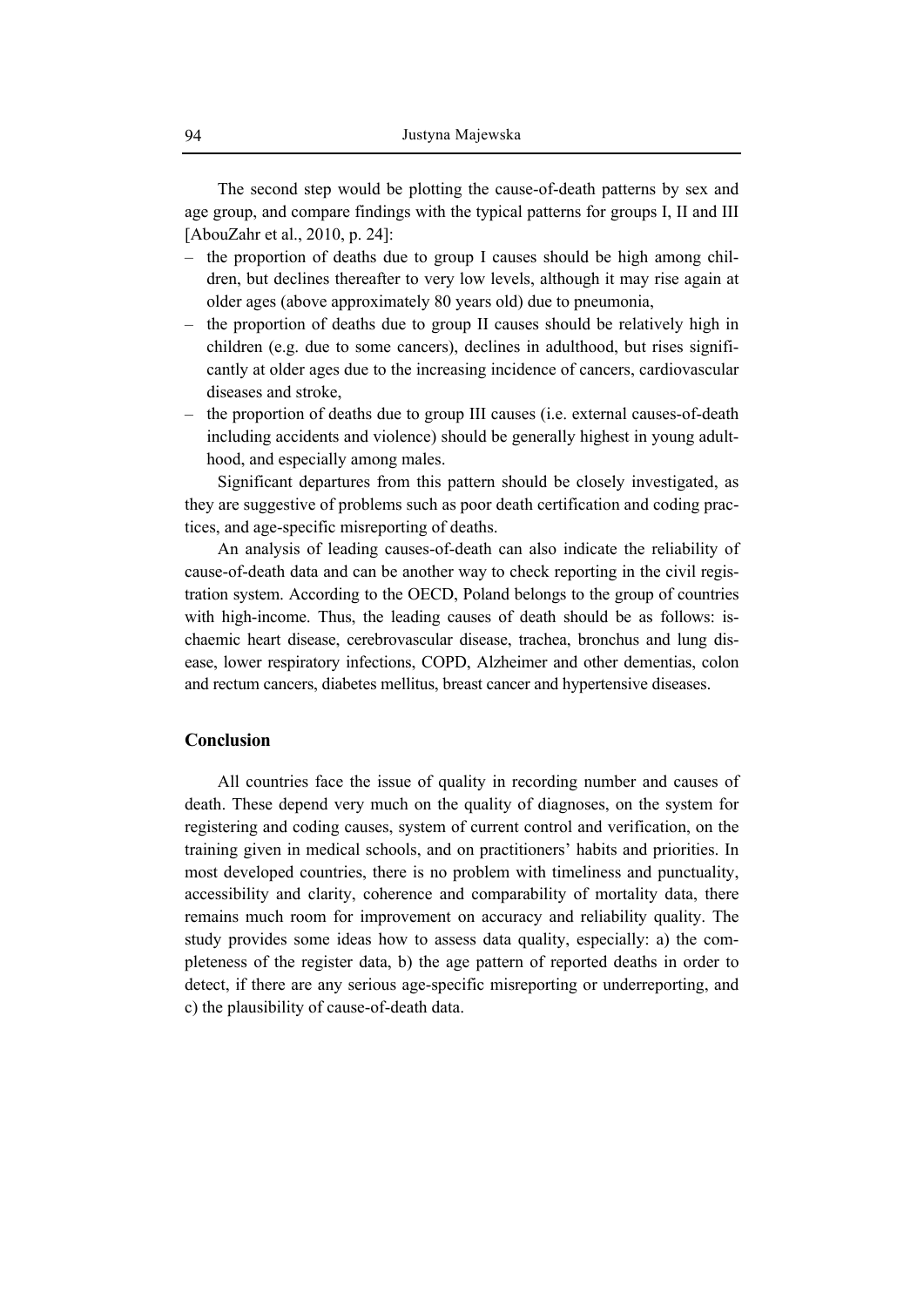The second step would be plotting the cause-of-death patterns by sex and age group, and compare findings with the typical patterns for groups I, II and III [AbouZahr et al., 2010, p. 24]:

- the proportion of deaths due to group I causes should be high among children, but declines thereafter to very low levels, although it may rise again at older ages (above approximately 80 years old) due to pneumonia,
- the proportion of deaths due to group II causes should be relatively high in children (e.g. due to some cancers), declines in adulthood, but rises significantly at older ages due to the increasing incidence of cancers, cardiovascular diseases and stroke,
- the proportion of deaths due to group III causes (i.e. external causes-of-death including accidents and violence) should be generally highest in young adulthood, and especially among males.

Significant departures from this pattern should be closely investigated, as they are suggestive of problems such as poor death certification and coding practices, and age-specific misreporting of deaths.

An analysis of leading causes-of-death can also indicate the reliability of cause-of-death data and can be another way to check reporting in the civil registration system. According to the OECD, Poland belongs to the group of countries with high-income. Thus, the leading causes of death should be as follows: ischaemic heart disease, cerebrovascular disease, trachea, bronchus and lung disease, lower respiratory infections, COPD, Alzheimer and other dementias, colon and rectum cancers, diabetes mellitus, breast cancer and hypertensive diseases.

## Conclusion

All countries face the issue of quality in recording number and causes of death. These depend very much on the quality of diagnoses, on the system for registering and coding causes, system of current control and verification, on the training given in medical schools, and on practitioners' habits and priorities. In most developed countries, there is no problem with timeliness and punctuality, accessibility and clarity, coherence and comparability of mortality data, there remains much room for improvement on accuracy and reliability quality. The study provides some ideas how to assess data quality, especially: a) the completeness of the register data, b) the age pattern of reported deaths in order to detect, if there are any serious age-specific misreporting or underreporting, and c) the plausibility of cause-of-death data.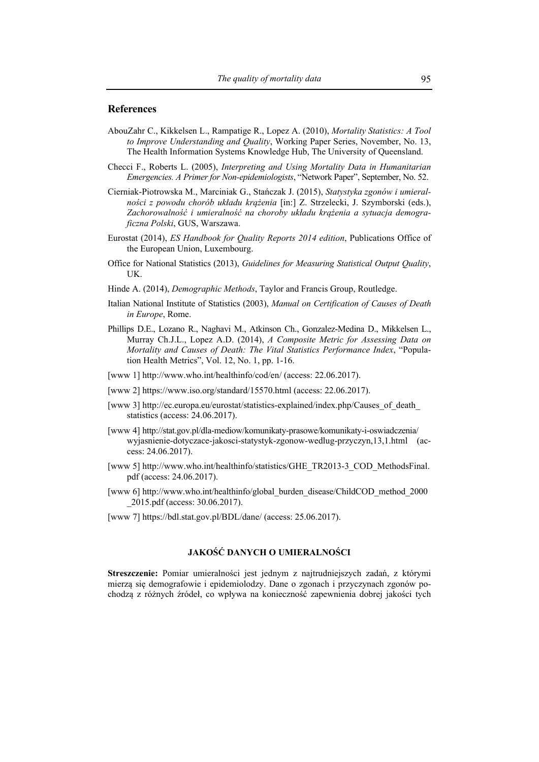## References

AbouZahr C., Kikkelsen L., Rampatige R., Lopez A. (2010), *Mortality Statistics: A Tool to Improve Understanding and Quality*, Working Paper Series, November, No. 13, The Health Information Systems Knowledge Hub, The University of Queensland.

Checci F., Roberts L. (2005), *Interpreting and Using Mortality Data in Humanitarian Emergencies. A Primer for Non-epidemiologists*, "Network Paper", September, No. 52.

Cierniak-Piotrowska M., Marciniak G., Stańczak J. (2015), *Statystyka zgonów i umieralności z powodu chorób układu krążenia* [in:] Z. Strzelecki, J. Szymborski (eds.), *Zachorowalność i umieralność na choroby układu krążenia a sytuacja demograficzna Polski*, GUS, Warszawa.

Eurostat (2014), *ES Handbook for Quality Reports 2014 edition*, Publications Office of the European Union, Luxembourg.

Office for National Statistics (2013), *Guidelines for Measuring Statistical Output Quality*, UK.

Hinde A. (2014), *Demographic Methods*, Taylor and Francis Group, Routledge.

Italian National Institute of Statistics (2003), *Manual on Certification of Causes of Death in Europe*, Rome.

Phillips D.E., Lozano R., Naghavi M., Atkinson Ch., Gonzalez-Medina D., Mikkelsen L., Murray Ch.J.L., Lopez A.D. (2014), *A Composite Metric for Assessing Data on Mortality and Causes of Death: The Vital Statistics Performance Index*, "Population Health Metrics", Vol. 12, No. 1, pp. 1-16.

[www 1] http://www.who.int/healthinfo/cod/en/ (access: 22.06.2017).

[www 2] https://www.iso.org/standard/15570.html (access: 22.06.2017).

[www 3] http://ec.europa.eu/eurostat/statistics-explained/index.php/Causes_of_death_statistics (access: 24.06.2017).

[www 4] http://stat.gov.pl/dla-mediow/komunikaty-prasowe/komunikaty-i-oswiadczenia/wyjasnienie-dotyczace-jakosci-statystyk-zgonow-wedlug-przyczyn,13,1.html (access: 24.06.2017).

[www 5] http://www.who.int/healthinfo/statistics/GHE_TR2013-3_COD_MethodsFinal.pdf (access: 24.06.2017).

[www 6] http://www.who.int/healthinfo/global_burden_disease/ChildCOD_method_2000_2015.pdf (access: 30.06.2017).

[www 7] https://bdl.stat.gov.pl/BDL/dane/ (access: 25.06.2017).

## JAKOŚĆ DANYCH O UMIERALNOŚCI

**Streszczenie:** Pomiar umieralności jest jednym z najtrudniejszych zadań, z którymi mierzą się demografowie i epidemiolodzy. Dane o zgonach i przyczynach zgonów pochodzą z różnych źródeł, co wpływa na konieczność zapewnienia dobrej jakości tych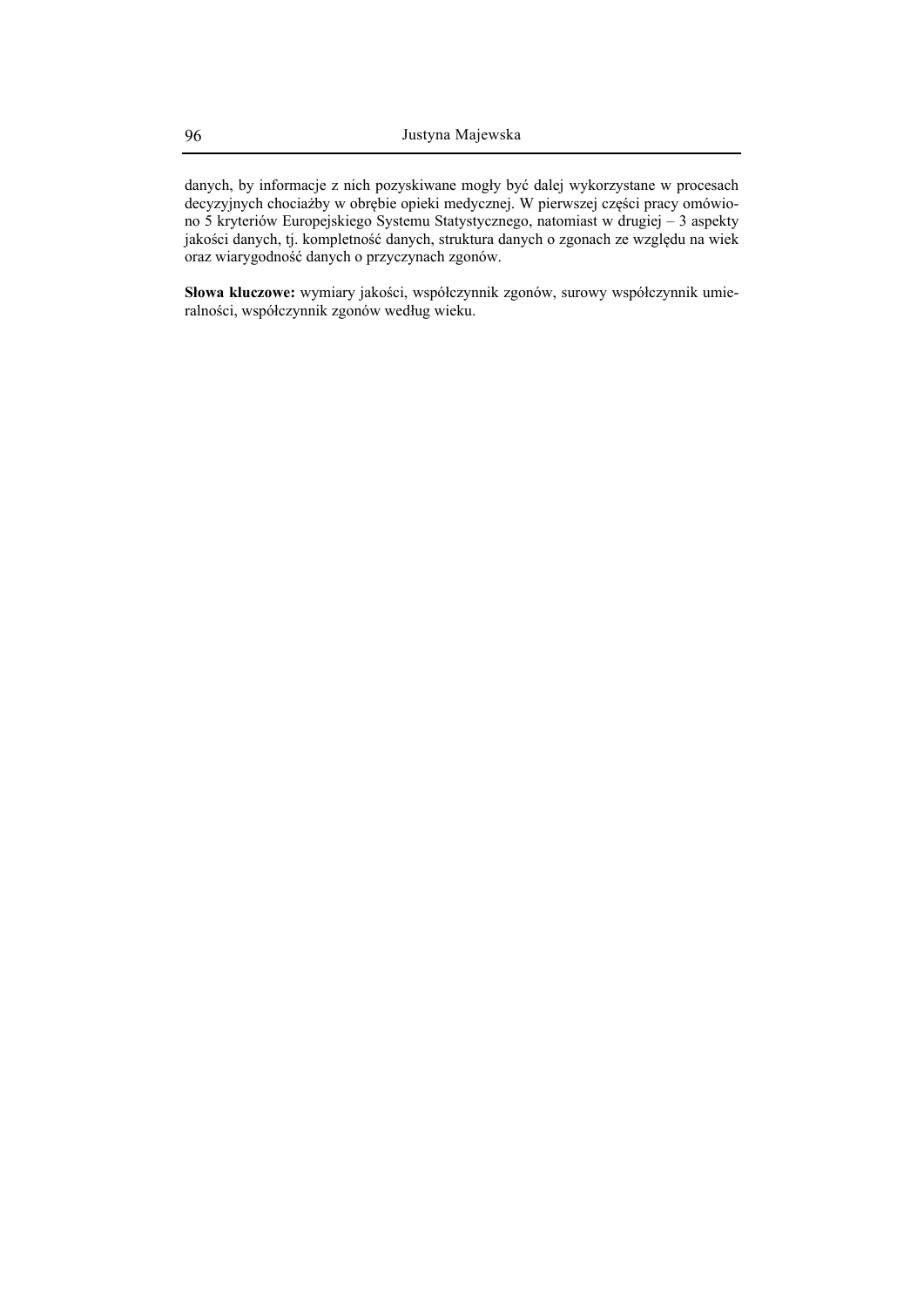danych, by informacje z nich pozyskiwane mogły być dalej wykorzystane w procesach decyzyjnych chociażby w obrębie opieki medycznej. W pierwszej części pracy omówiono 5 kryteriów Europejskiego Systemu Statystycznego, natomiast w drugiej – 3 aspekty jakości danych, tj. kompletność danych, struktura danych o zgonach ze względu na wiek oraz wiarygodność danych o przyczynach zgonów.

**Słowa kluczowe:** wymiary jakości, współczynnik zgonów, surowy współczynnik umieralności, współczynnik zgonów według wieku.